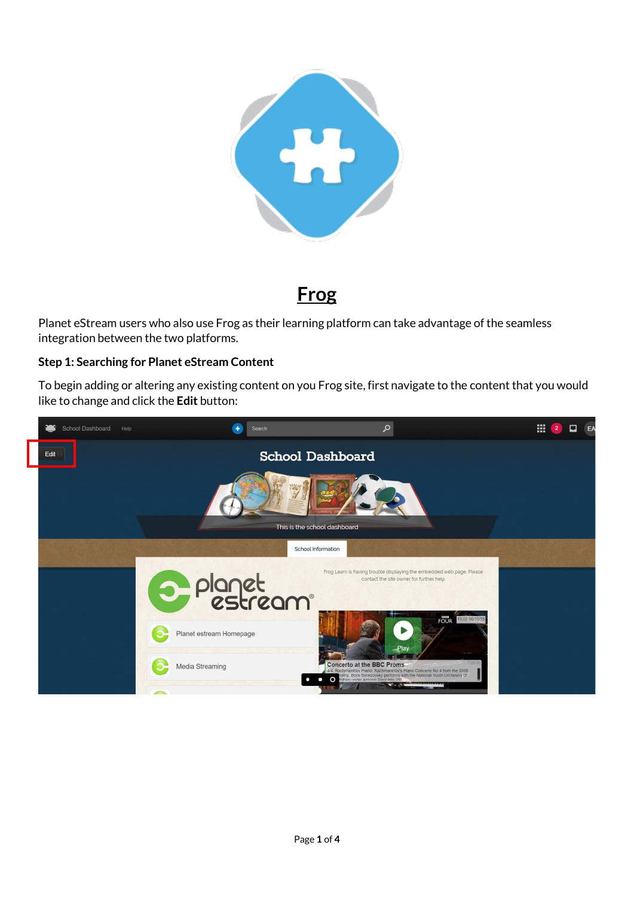# Frog

Planet eStream users who also use Frog as their learning platform can take advantage of the seamless integration between the two platforms.

**Step 1: Searching for Planet eStream Content**

To begin adding or altering any existing content on you Frog site, first navigate to the content that you would like to change and click the **Edit** button: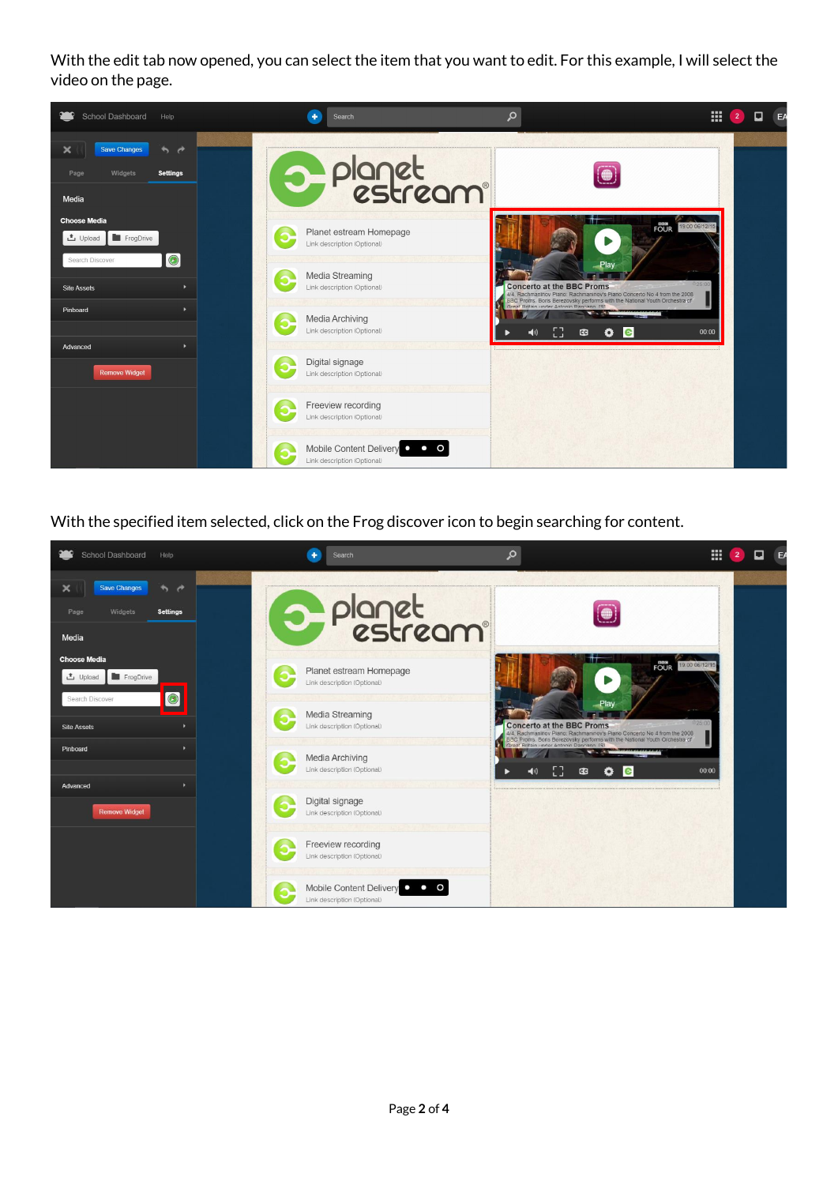With the edit tab now opened, you can select the item that you want to edit. For this example, I will select the video on the page.

With the specified item selected, click on the Frog discover icon to begin searching for content.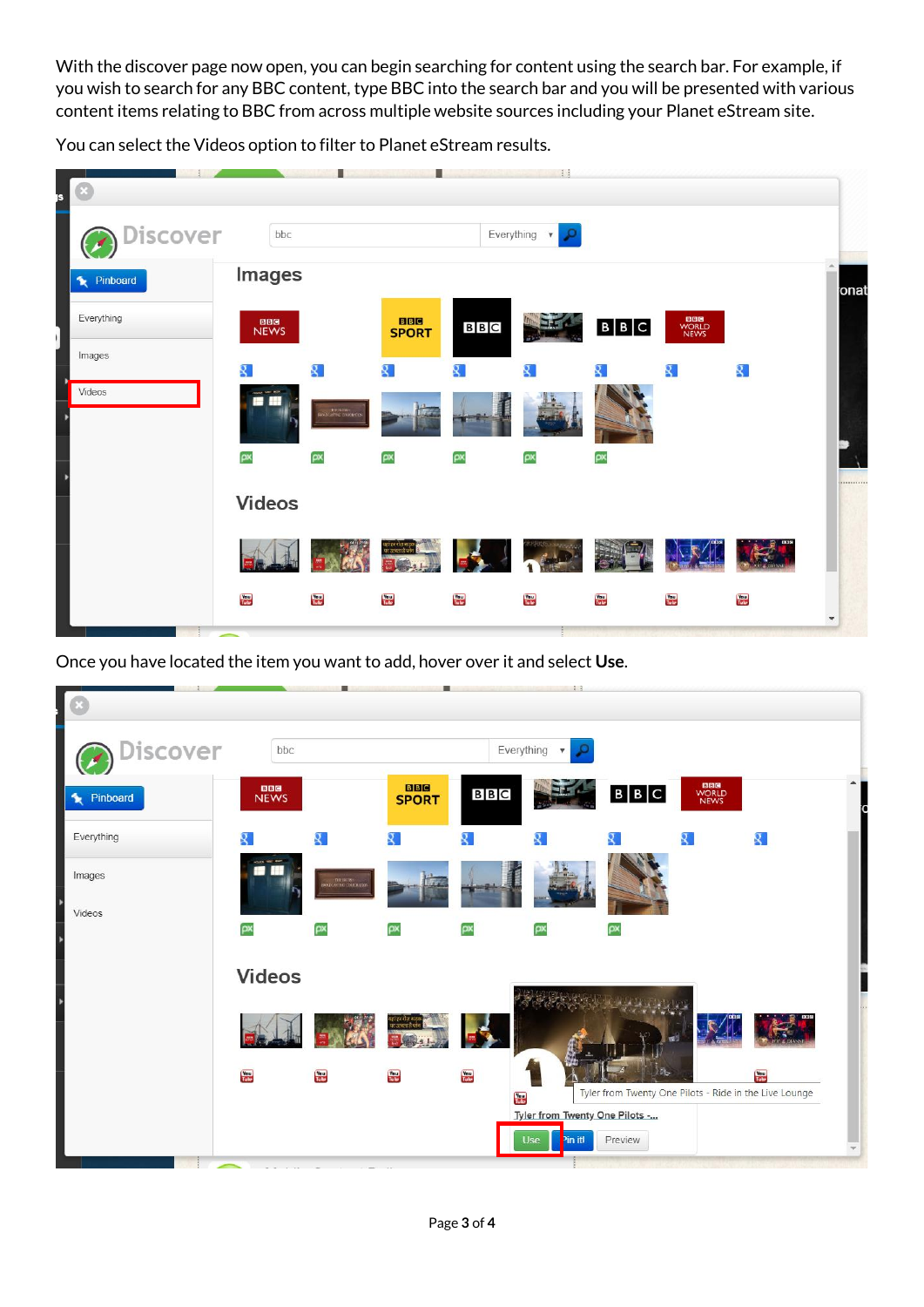With the discover page now open, you can begin searching for content using the search bar. For example, if you wish to search for any BBC content, type BBC into the search bar and you will be presented with various content items relating to BBC from across multiple website sources including your Planet eStream site.

You can select the Videos option to filter to Planet eStream results.

Once you have located the item you want to add, hover over it and select **Use**.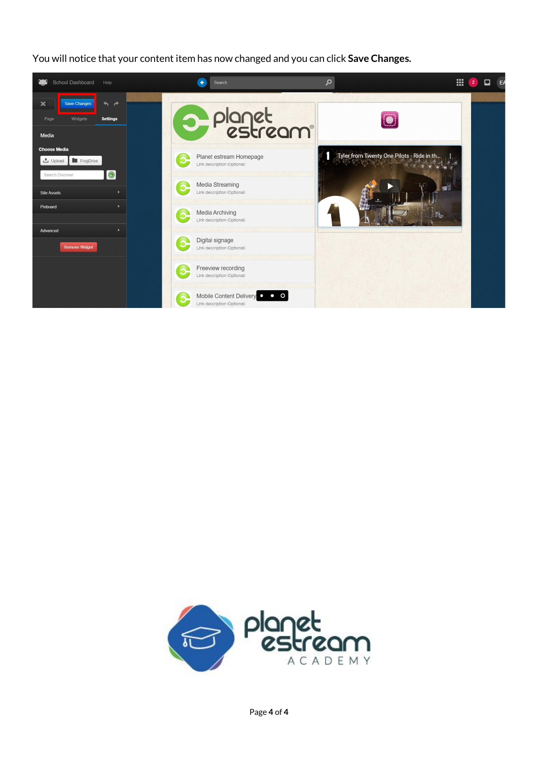You will notice that your content item has now changed and you can click **Save Changes.**